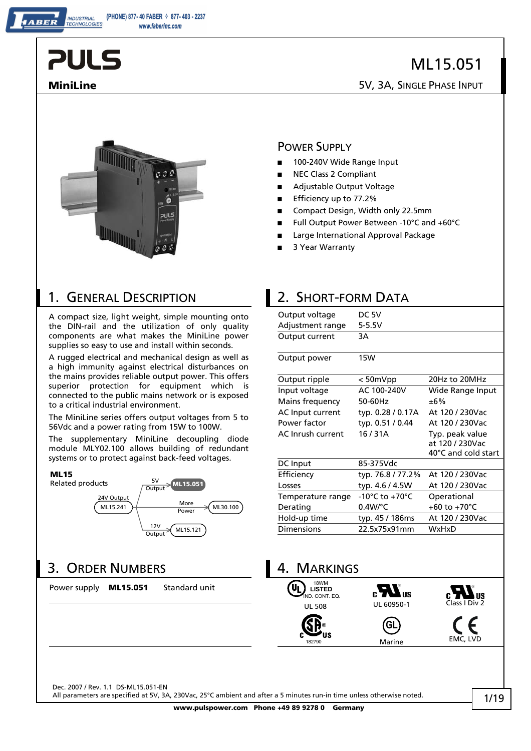# ML15.051

**MiniLine**

5V, 3A, Single Phase Input

## Power Supply

- 100-240V Wide Range Input
- NEC Class 2 Compliant
- Adjustable Output Voltage
- Efficiency up to 77.2%
- Compact Design, Width only 22.5mm
- Full Output Power Between -10°C and +60°C
- Large International Approval Package
- 3 Year Warranty

## 1. General Description

A compact size, light weight, simple mounting onto the DIN-rail and the utilization of only quality components are what makes the MiniLine power supplies so easy to use and install within seconds.

A rugged electrical and mechanical design as well as a high immunity against electrical disturbances on the mains provides reliable output power. This offers superior protection for equipment which is connected to the public mains network or is exposed to a critical industrial environment.

The MiniLine series offers output voltages from 5 to 56Vdc and a power rating from 15W to 100W.

The supplementary MiniLine decoupling diode module MLY02.100 allows building of redundant systems or to protect against back-feed voltages.

**ML15**
Related products

- 5V Output: **ML15.051**
- 24V Output: ML15.241
- More Power: ML30.100
- 12V Output: ML15.121

## 2. Short-form Data

| | | |
|---|---|---|
| Output voltage | DC 5V | |
| Adjustment range | 5-5.5V | |
| Output current | 3A | |
| Output power | 15W | |
| Output ripple | < 50mVpp | 20Hz to 20MHz |
| Input voltage | AC 100-240V | Wide Range Input |
| Mains frequency | 50-60Hz | ±6% |
| AC Input current | typ. 0.28 / 0.17A | At 120 / 230Vac |
| Power factor | typ. 0.51 / 0.44 | At 120 / 230Vac |
| AC Inrush current | 16 / 31A | Typ. peak value at 120 / 230Vac 40°C and cold start |
| DC Input | 85-375Vdc | |
| Efficiency | typ. 76.8 / 77.2% | At 120 / 230Vac |
| Losses | typ. 4.6 / 4.5W | At 120 / 230Vac |
| Temperature range | -10°C to +70°C | Operational |
| Derating | 0.4W/°C | +60 to +70°C |
| Hold-up time | typ. 45 / 186ms | At 120 / 230Vac |
| Dimensions | 22.5x75x91mm | WxHxD |

## 3. Order Numbers

| | | |
|---|---|---|
| Power supply | **ML15.051** | Standard unit |

## 4. Markings

18WM LISTED IND. CONT. EQ. UL 508 — UL 60950-1 — Class I Div 2 — CSA 182790 — GL Marine — CE EMC, LVD

Dec. 2007 / Rev. 1.1 DS-ML15.051-EN

All parameters are specified at 5V, 3A, 230Vac, 25°C ambient and after a 5 minutes run-in time unless otherwise noted.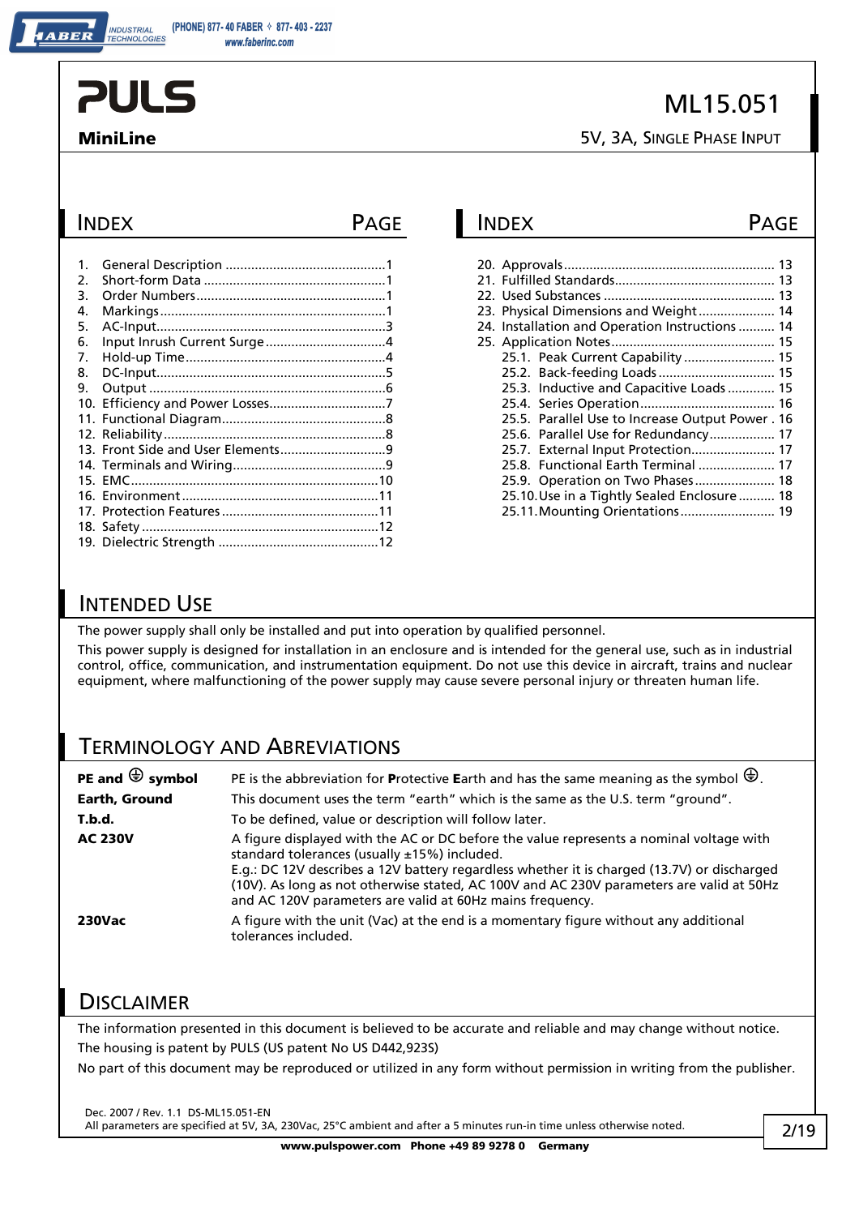# PULS

**MiniLine**

# ML15.051

5V, 3A, Single Phase Input

## Index

| Index | Page |
|---|---|
| 1. General Description | 1 |
| 2. Short-form Data | 1 |
| 3. Order Numbers | 1 |
| 4. Markings | 1 |
| 5. AC-Input | 3 |
| 6. Input Inrush Current Surge | 4 |
| 7. Hold-up Time | 4 |
| 8. DC-Input | 5 |
| 9. Output | 6 |
| 10. Efficiency and Power Losses | 7 |
| 11. Functional Diagram | 8 |
| 12. Reliability | 8 |
| 13. Front Side and User Elements | 9 |
| 14. Terminals and Wiring | 9 |
| 15. EMC | 10 |
| 16. Environment | 11 |
| 17. Protection Features | 11 |
| 18. Safety | 12 |
| 19. Dielectric Strength | 12 |
| 20. Approvals | 13 |
| 21. Fulfilled Standards | 13 |
| 22. Used Substances | 13 |
| 23. Physical Dimensions and Weight | 14 |
| 24. Installation and Operation Instructions | 14 |
| 25. Application Notes | 15 |
| 25.1. Peak Current Capability | 15 |
| 25.2. Back-feeding Loads | 15 |
| 25.3. Inductive and Capacitive Loads | 15 |
| 25.4. Series Operation | 16 |
| 25.5. Parallel Use to Increase Output Power | 16 |
| 25.6. Parallel Use for Redundancy | 17 |
| 25.7. External Input Protection | 17 |
| 25.8. Functional Earth Terminal | 17 |
| 25.9. Operation on Two Phases | 18 |
| 25.10. Use in a Tightly Sealed Enclosure | 18 |
| 25.11. Mounting Orientations | 19 |

## Intended Use

The power supply shall only be installed and put into operation by qualified personnel.

This power supply is designed for installation in an enclosure and is intended for the general use, such as in industrial control, office, communication, and instrumentation equipment. Do not use this device in aircraft, trains and nuclear equipment, where malfunctioning of the power supply may cause severe personal injury or threaten human life.

## Terminology and Abbreviations

| Term | Description |
|---|---|
| **PE and ⏚ symbol** | PE is the abbreviation for **P**rotective **E**arth and has the same meaning as the symbol ⏚. |
| **Earth, Ground** | This document uses the term "earth" which is the same as the U.S. term "ground". |
| **T.b.d.** | To be defined, value or description will follow later. |
| **AC 230V** | A figure displayed with the AC or DC before the value represents a nominal voltage with standard tolerances (usually ±15%) included. E.g.: DC 12V describes a 12V battery regardless whether it is charged (13.7V) or discharged (10V). As long as not otherwise stated, AC 100V and AC 230V parameters are valid at 50Hz and AC 120V parameters are valid at 60Hz mains frequency. |
| **230Vac** | A figure with the unit (Vac) at the end is a momentary figure without any additional tolerances included. |

## Disclaimer

The information presented in this document is believed to be accurate and reliable and may change without notice.

The housing is patent by PULS (US patent No US D442,923S)

No part of this document may be reproduced or utilized in any form without permission in writing from the publisher.

Dec. 2007 / Rev. 1.1 DS-ML15.051-EN
All parameters are specified at 5V, 3A, 230Vac, 25°C ambient and after a 5 minutes run-in time unless otherwise noted.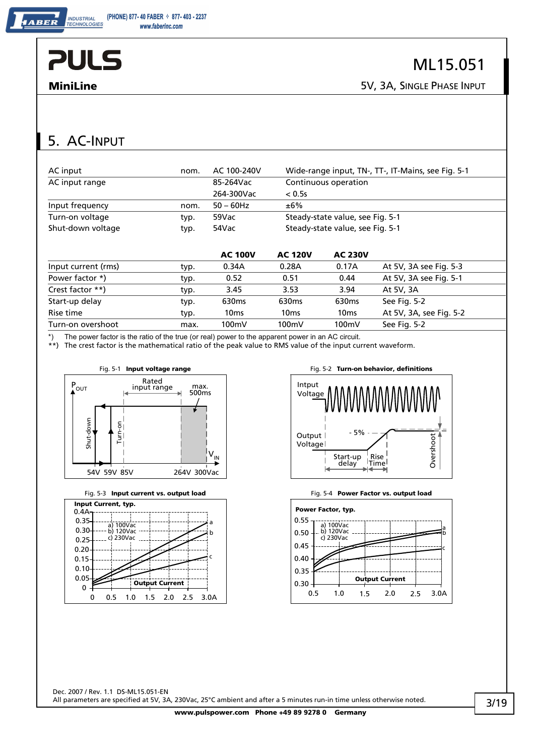## 5. AC-Input

| | | | |
|---|---|---|---|
| AC input | nom. | AC 100-240V | Wide-range input, TN-, TT-, IT-Mains, see Fig. 5-1 |
| AC input range | | 85-264Vac | Continuous operation |
| | | 264-300Vac | < 0.5s |
| Input frequency | nom. | 50 – 60Hz | ±6% |
| Turn-on voltage | typ. | 59Vac | Steady-state value, see Fig. 5-1 |
| Shut-down voltage | typ. | 54Vac | Steady-state value, see Fig. 5-1 |

| | | AC 100V | AC 120V | AC 230V | |
|---|---|---|---|---|---|
| Input current (rms) | typ. | 0.34A | 0.28A | 0.17A | At 5V, 3A see Fig. 5-3 |
| Power factor *) | typ. | 0.52 | 0.51 | 0.44 | At 5V, 3A see Fig. 5-1 |
| Crest factor **) | typ. | 3.45 | 3.53 | 3.94 | At 5V, 3A |
| Start-up delay | typ. | 630ms | 630ms | 630ms | See Fig. 5-2 |
| Rise time | typ. | 10ms | 10ms | 10ms | At 5V, 3A, see Fig. 5-2 |
| Turn-on overshoot | max. | 100mV | 100mV | 100mV | See Fig. 5-2 |

*) The power factor is the ratio of the true (or real) power to the apparent power in an AC circuit.
**) The crest factor is the mathematical ratio of the peak value to RMS value of the input current waveform.

Fig. 5-1 **Input voltage range**

Fig. 5-2 **Turn-on behavior, definitions**

Fig. 5-3 **Input current vs. output load**

Fig. 5-4 **Power Factor vs. output load**

Dec. 2007 / Rev. 1.1 DS-ML15.051-EN
All parameters are specified at 5V, 3A, 230Vac, 25°C ambient and after a 5 minutes run-in time unless otherwise noted.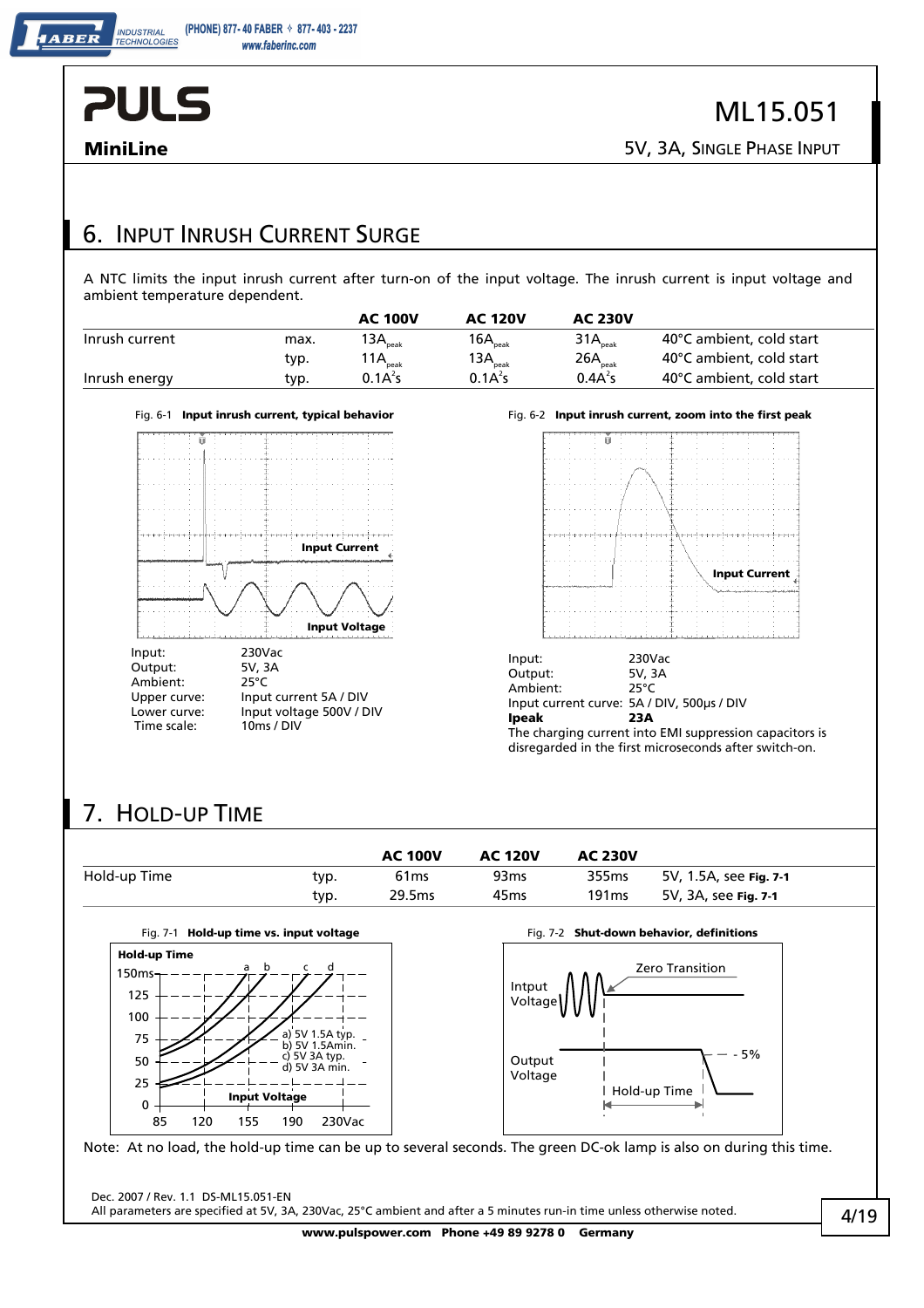## 6. Input Inrush Current Surge

A NTC limits the input inrush current after turn-on of the input voltage. The inrush current is input voltage and ambient temperature dependent.

| | | AC 100V | AC 120V | AC 230V | |
|---|---|---|---|---|---|
| Inrush current | max. | $13A_{peak}$ | $16A_{peak}$ | $31A_{peak}$ | 40°C ambient, cold start |
| | typ. | $11A_{peak}$ | $13A_{peak}$ | $26A_{peak}$ | 40°C ambient, cold start |
| Inrush energy | typ. | $0.1A^2s$ | $0.1A^2s$ | $0.4A^2s$ | 40°C ambient, cold start |

Fig. 6-1 **Input inrush current, typical behavior**

| | |
|---|---|
| Input: | 230Vac |
| Output: | 5V, 3A |
| Ambient: | 25°C |
| Upper curve: | Input current 5A / DIV |
| Lower curve: | Input voltage 500V / DIV |
| Time scale: | 10ms / DIV |

Fig. 6-2 **Input inrush current, zoom into the first peak**

| | |
|---|---|
| Input: | 230Vac |
| Output: | 5V, 3A |
| Ambient: | 25°C |
| Input current curve: | 5A / DIV, 500µs / DIV |
| **Ipeak** | **23A** |

The charging current into EMI suppression capacitors is disregarded in the first microseconds after switch-on.

## 7. Hold-up Time

| | | AC 100V | AC 120V | AC 230V | |
|---|---|---|---|---|---|
| Hold-up Time | typ. | 61ms | 93ms | 355ms | 5V, 1.5A, see **Fig. 7-1** |
| | typ. | 29.5ms | 45ms | 191ms | 5V, 3A, see **Fig. 7-1** |

Fig. 7-1 **Hold-up time vs. input voltage**

Fig. 7-2 **Shut-down behavior, definitions**

Note: At no load, the hold-up time can be up to several seconds. The green DC-ok lamp is also on during this time.

Dec. 2007 / Rev. 1.1 DS-ML15.051-EN
All parameters are specified at 5V, 3A, 230Vac, 25°C ambient and after a 5 minutes run-in time unless otherwise noted.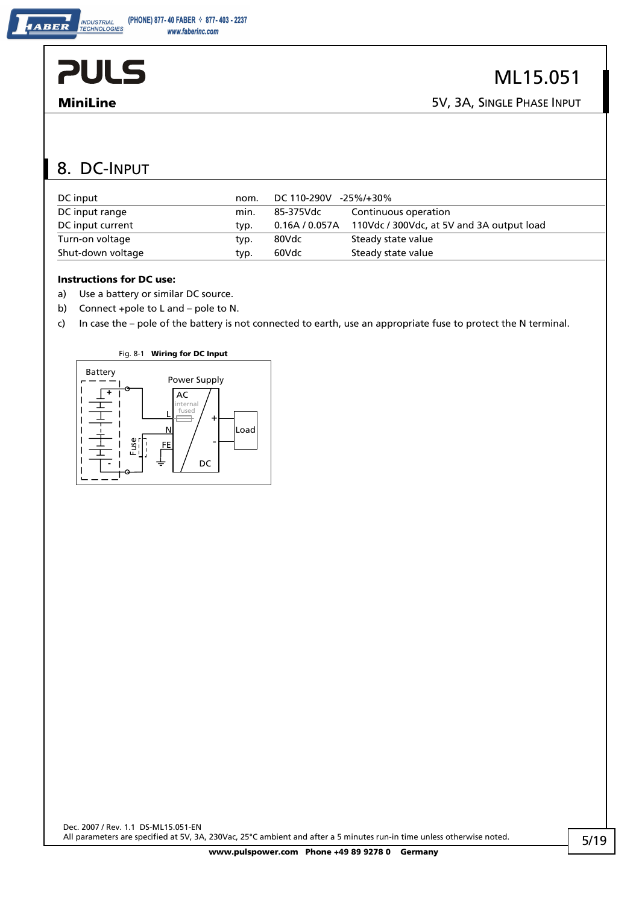## 8. DC-Input

| | | | |
|---|---|---|---|
| DC input | nom. | DC 110-290V -25%/+30% | |
| DC input range | min. | 85-375Vdc | Continuous operation |
| DC input current | typ. | 0.16A / 0.057A | 110Vdc / 300Vdc, at 5V and 3A output load |
| Turn-on voltage | typ. | 80Vdc | Steady state value |
| Shut-down voltage | typ. | 60Vdc | Steady state value |

**Instructions for DC use:**

a) Use a battery or similar DC source.

b) Connect +pole to L and – pole to N.

c) In case the – pole of the battery is not connected to earth, use an appropriate fuse to protect the N terminal.

Fig. 8-1 **Wiring for DC Input**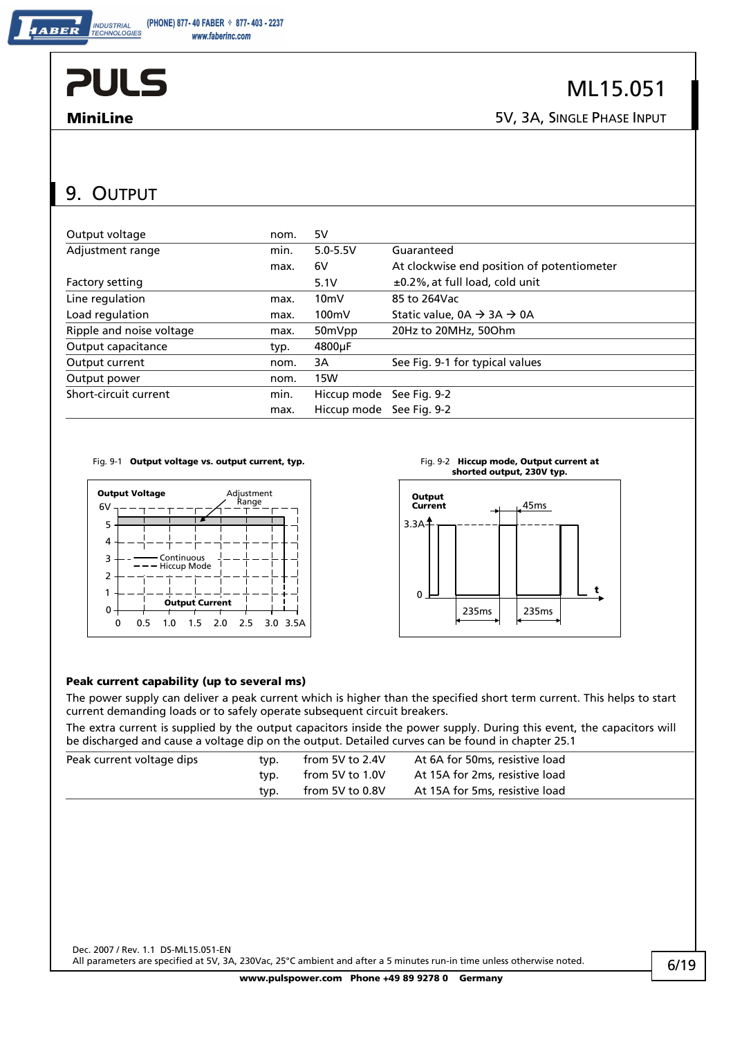## 9. Output

| | | | |
|---|---|---|---|
| Output voltage | nom. | 5V | |
| Adjustment range | min. | 5.0-5.5V | Guaranteed |
| | max. | 6V | At clockwise end position of potentiometer |
| Factory setting | | 5.1V | ±0.2%, at full load, cold unit |
| Line regulation | max. | 10mV | 85 to 264Vac |
| Load regulation | max. | 100mV | Static value, 0A → 3A → 0A |
| Ripple and noise voltage | max. | 50mVpp | 20Hz to 20MHz, 50Ohm |
| Output capacitance | typ. | 4800µF | |
| Output current | nom. | 3A | See Fig. 9-1 for typical values |
| Output power | nom. | 15W | |
| Short-circuit current | min. | Hiccup mode | See Fig. 9-2 |
| | max. | Hiccup mode | See Fig. 9-2 |

Fig. 9-1 **Output voltage vs. output current, typ.**

Fig. 9-2 **Hiccup mode, Output current at shorted output, 230V typ.**

**Peak current capability (up to several ms)**

The power supply can deliver a peak current which is higher than the specified short term current. This helps to start current demanding loads or to safely operate subsequent circuit breakers.

The extra current is supplied by the output capacitors inside the power supply. During this event, the capacitors will be discharged and cause a voltage dip on the output. Detailed curves can be found in chapter 25.1

| | | | |
|---|---|---|---|
| Peak current voltage dips | typ. | from 5V to 2.4V | At 6A for 50ms, resistive load |
| | typ. | from 5V to 1.0V | At 15A for 2ms, resistive load |
| | typ. | from 5V to 0.8V | At 15A for 5ms, resistive load |

Dec. 2007 / Rev. 1.1 DS-ML15.051-EN

All parameters are specified at 5V, 3A, 230Vac, 25°C ambient and after a 5 minutes run-in time unless otherwise noted.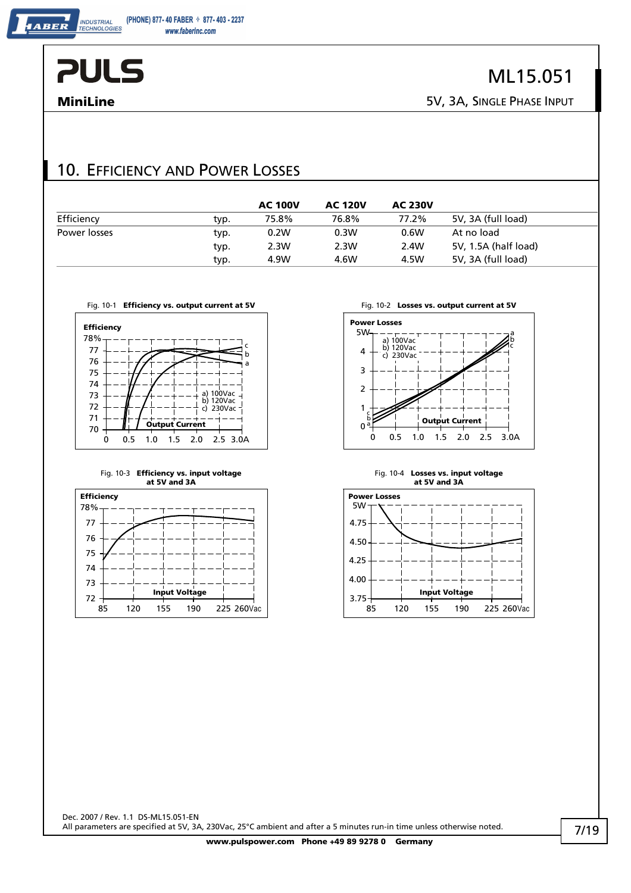## 10. Efficiency and Power Losses

| | | AC 100V | AC 120V | AC 230V | |
|---|---|---|---|---|---|
| Efficiency | typ. | 75.8% | 76.8% | 77.2% | 5V, 3A (full load) |
| Power losses | typ. | 0.2W | 0.3W | 0.6W | At no load |
| | typ. | 2.3W | 2.3W | 2.4W | 5V, 1.5A (half load) |
| | typ. | 4.9W | 4.6W | 4.5W | 5V, 3A (full load) |

Fig. 10-1 **Efficiency vs. output current at 5V**

Fig. 10-2 **Losses vs. output current at 5V**

Fig. 10-3 **Efficiency vs. input voltage at 5V and 3A**

Fig. 10-4 **Losses vs. input voltage at 5V and 3A**

Dec. 2007 / Rev. 1.1 DS-ML15.051-EN
All parameters are specified at 5V, 3A, 230Vac, 25°C ambient and after a 5 minutes run-in time unless otherwise noted.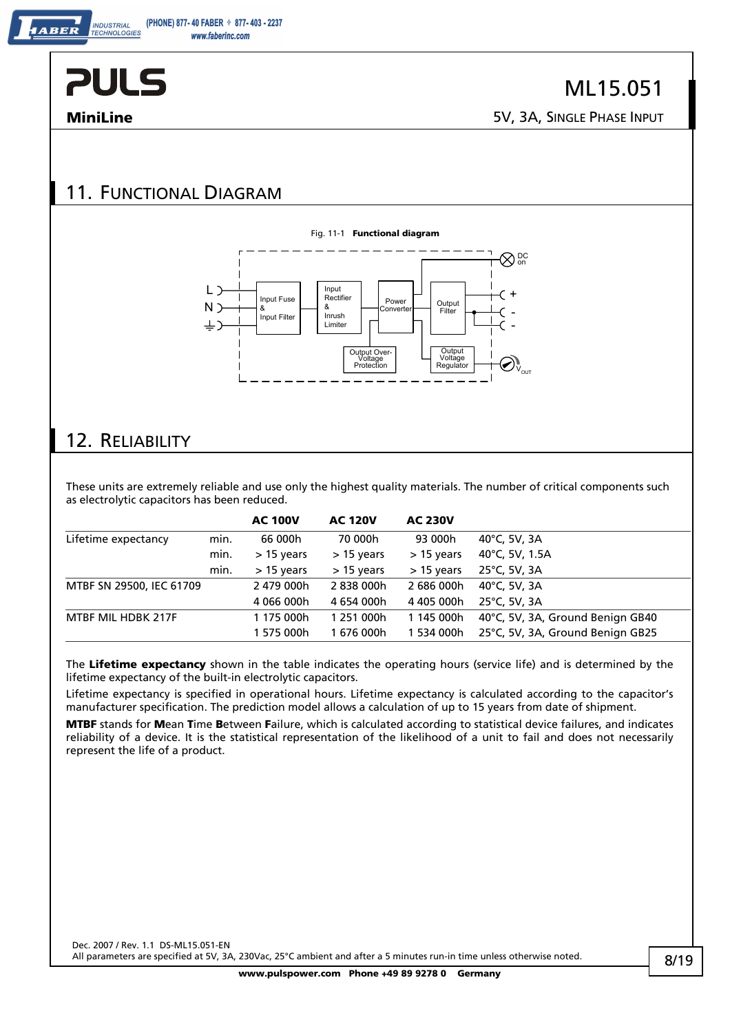## 11. Functional Diagram

Fig. 11-1 **Functional diagram**

## 12. Reliability

These units are extremely reliable and use only the highest quality materials. The number of critical components such as electrolytic capacitors has been reduced.

| | | AC 100V | AC 120V | AC 230V | |
|---|---|---|---|---|---|
| Lifetime expectancy | min. | 66 000h | 70 000h | 93 000h | 40°C, 5V, 3A |
| | min. | > 15 years | > 15 years | > 15 years | 40°C, 5V, 1.5A |
| | min. | > 15 years | > 15 years | > 15 years | 25°C, 5V, 3A |
| MTBF SN 29500, IEC 61709 | | 2 479 000h | 2 838 000h | 2 686 000h | 40°C, 5V, 3A |
| | | 4 066 000h | 4 654 000h | 4 405 000h | 25°C, 5V, 3A |
| MTBF MIL HDBK 217F | | 1 175 000h | 1 251 000h | 1 145 000h | 40°C, 5V, 3A, Ground Benign GB40 |
| | | 1 575 000h | 1 676 000h | 1 534 000h | 25°C, 5V, 3A, Ground Benign GB25 |

The **Lifetime expectancy** shown in the table indicates the operating hours (service life) and is determined by the lifetime expectancy of the built-in electrolytic capacitors.

Lifetime expectancy is specified in operational hours. Lifetime expectancy is calculated according to the capacitor's manufacturer specification. The prediction model allows a calculation of up to 15 years from date of shipment.

**MTBF** stands for **M**ean **T**ime **B**etween **F**ailure, which is calculated according to statistical device failures, and indicates reliability of a device. It is the statistical representation of the likelihood of a unit to fail and does not necessarily represent the life of a product.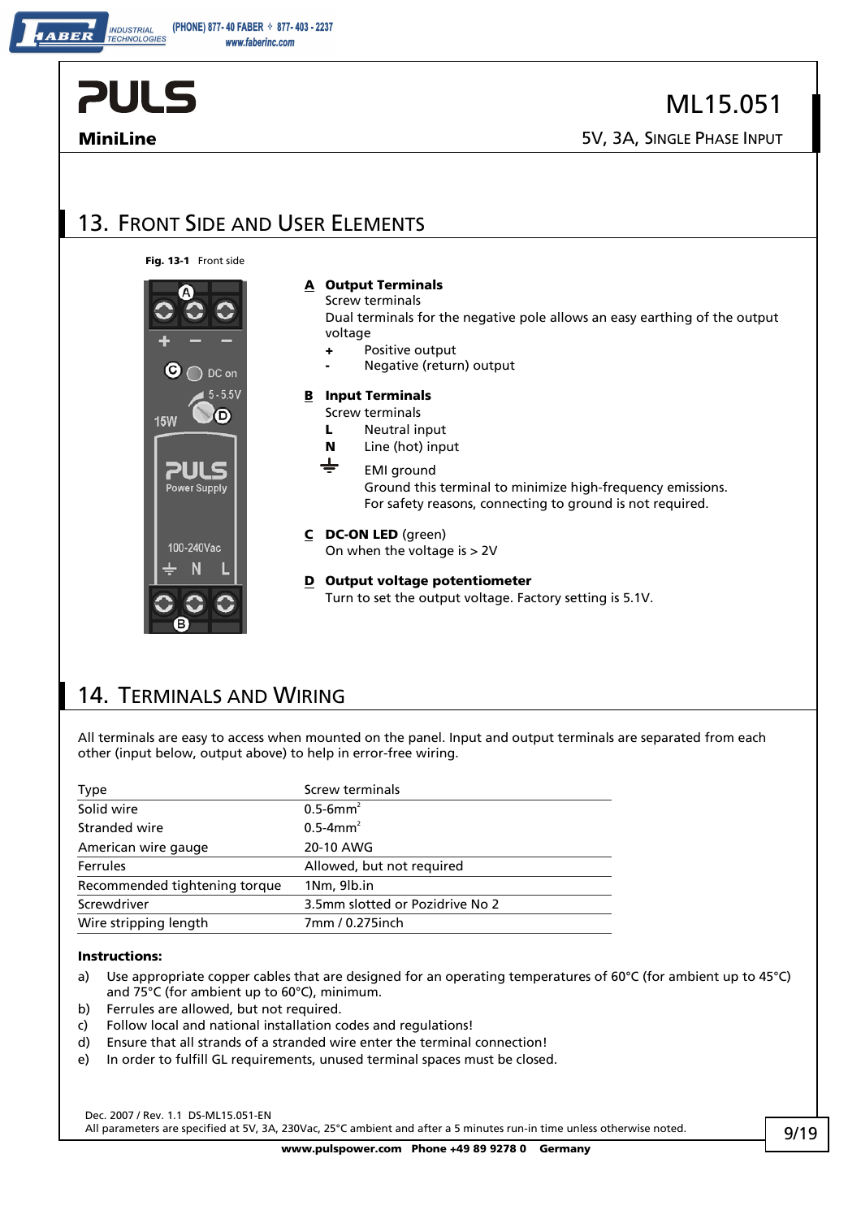## 13. Front Side and User Elements

**Fig. 13-1** Front side

**A** **Output Terminals**
Screw terminals
Dual terminals for the negative pole allows an easy earthing of the output voltage

- \+ Positive output
- \- Negative (return) output

**B** **Input Terminals**
Screw terminals

- **L** Neutral input
- **N** Line (hot) input
- ⏚ EMI ground
  Ground this terminal to minimize high-frequency emissions.
  For safety reasons, connecting to ground is not required.

**C** **DC-ON LED** (green)
On when the voltage is > 2V

**D** **Output voltage potentiometer**
Turn to set the output voltage. Factory setting is 5.1V.

## 14. Terminals and Wiring

All terminals are easy to access when mounted on the panel. Input and output terminals are separated from each other (input below, output above) to help in error-free wiring.

| Type | Screw terminals |
|---|---|
| Solid wire | 0.5-6mm² |
| Stranded wire | 0.5-4mm² |
| American wire gauge | 20-10 AWG |
| Ferrules | Allowed, but not required |
| Recommended tightening torque | 1Nm, 9lb.in |
| Screwdriver | 3.5mm slotted or Pozidrive No 2 |
| Wire stripping length | 7mm / 0.275inch |

**Instructions:**

a) Use appropriate copper cables that are designed for an operating temperatures of 60°C (for ambient up to 45°C) and 75°C (for ambient up to 60°C), minimum.
b) Ferrules are allowed, but not required.
c) Follow local and national installation codes and regulations!
d) Ensure that all strands of a stranded wire enter the terminal connection!
e) In order to fulfill GL requirements, unused terminal spaces must be closed.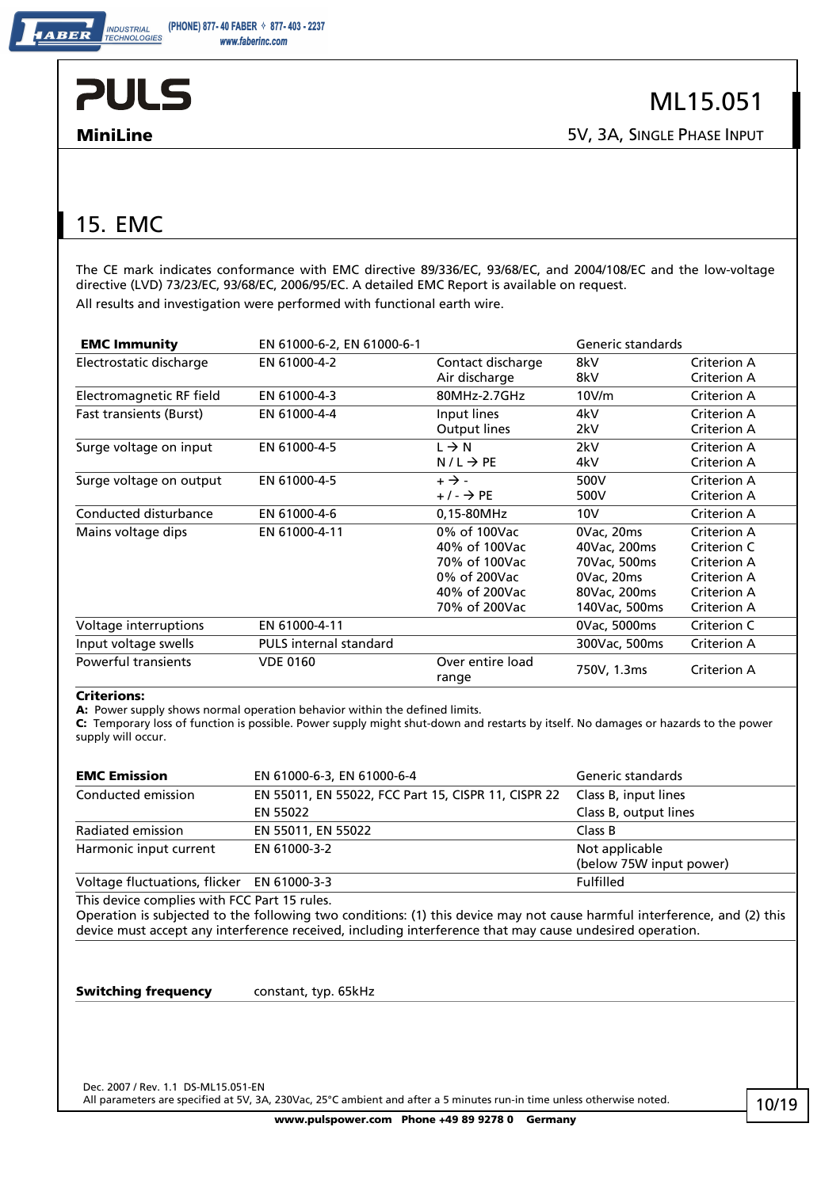# 15. EMC

The CE mark indicates conformance with EMC directive 89/336/EC, 93/68/EC, and 2004/108/EC and the low-voltage directive (LVD) 73/23/EC, 93/68/EC, 2006/95/EC. A detailed EMC Report is available on request.

All results and investigation were performed with functional earth wire.

| **EMC Immunity** | EN 61000-6-2, EN 61000-6-1 | | Generic standards | |
|---|---|---|---|---|
| Electrostatic discharge | EN 61000-4-2 | Contact discharge<br>Air discharge | 8kV<br>8kV | Criterion A<br>Criterion A |
| Electromagnetic RF field | EN 61000-4-3 | 80MHz-2.7GHz | 10V/m | Criterion A |
| Fast transients (Burst) | EN 61000-4-4 | Input lines<br>Output lines | 4kV<br>2kV | Criterion A<br>Criterion A |
| Surge voltage on input | EN 61000-4-5 | L → N<br>N / L → PE | 2kV<br>4kV | Criterion A<br>Criterion A |
| Surge voltage on output | EN 61000-4-5 | + → -<br>+ / - → PE | 500V<br>500V | Criterion A<br>Criterion A |
| Conducted disturbance | EN 61000-4-6 | 0,15-80MHz | 10V | Criterion A |
| Mains voltage dips | EN 61000-4-11 | 0% of 100Vac<br>40% of 100Vac<br>70% of 100Vac<br>0% of 200Vac<br>40% of 200Vac<br>70% of 200Vac | 0Vac, 20ms<br>40Vac, 200ms<br>70Vac, 500ms<br>0Vac, 20ms<br>80Vac, 200ms<br>140Vac, 500ms | Criterion A<br>Criterion C<br>Criterion A<br>Criterion A<br>Criterion A<br>Criterion A |
| Voltage interruptions | EN 61000-4-11 | | 0Vac, 5000ms | Criterion C |
| Input voltage swells | PULS internal standard | | 300Vac, 500ms | Criterion A |
| Powerful transients | VDE 0160 | Over entire load range | 750V, 1.3ms | Criterion A |

**Criterions:**

**A:** Power supply shows normal operation behavior within the defined limits.

**C:** Temporary loss of function is possible. Power supply might shut-down and restarts by itself. No damages or hazards to the power supply will occur.

| **EMC Emission** | EN 61000-6-3, EN 61000-6-4 | Generic standards |
|---|---|---|
| Conducted emission | EN 55011, EN 55022, FCC Part 15, CISPR 11, CISPR 22<br>EN 55022 | Class B, input lines<br>Class B, output lines |
| Radiated emission | EN 55011, EN 55022 | Class B |
| Harmonic input current | EN 61000-3-2 | Not applicable<br>(below 75W input power) |
| Voltage fluctuations, flicker | EN 61000-3-3 | Fulfilled |

This device complies with FCC Part 15 rules.
Operation is subjected to the following two conditions: (1) this device may not cause harmful interference, and (2) this device must accept any interference received, including interference that may cause undesired operation.

| **Switching frequency** | constant, typ. 65kHz |
|---|---|

Dec. 2007 / Rev. 1.1 DS-ML15.051-EN
All parameters are specified at 5V, 3A, 230Vac, 25°C ambient and after a 5 minutes run-in time unless otherwise noted.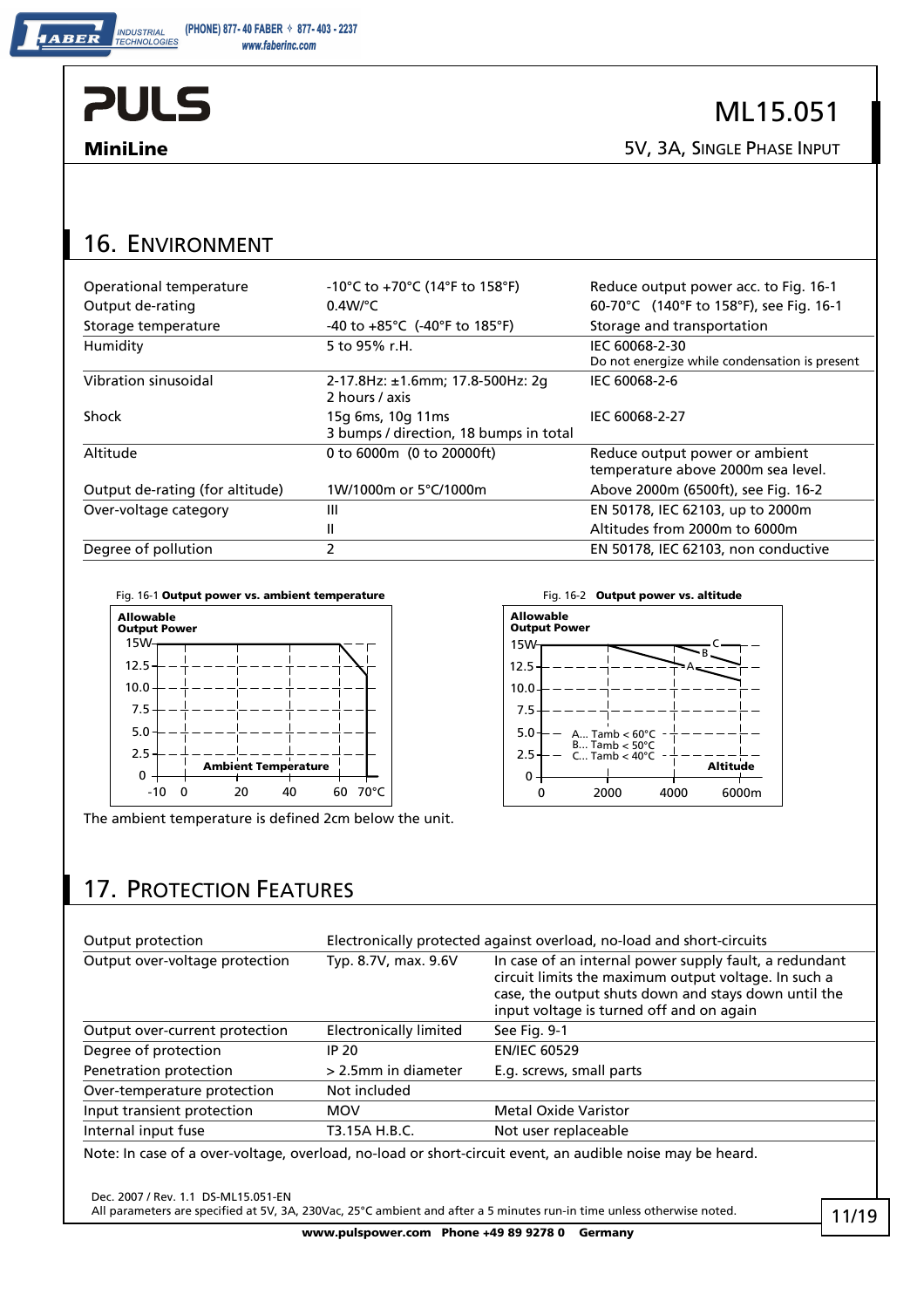## 16. Environment

| | | |
|---|---|---|
| Operational temperature | -10°C to +70°C (14°F to 158°F) | Reduce output power acc. to Fig. 16-1 |
| Output de-rating | 0.4W/°C | 60-70°C (140°F to 158°F), see Fig. 16-1 |
| Storage temperature | -40 to +85°C (-40°F to 185°F) | Storage and transportation |
| Humidity | 5 to 95% r.H. | IEC 60068-2-30<br>Do not energize while condensation is present |
| Vibration sinusoidal | 2-17.8Hz: ±1.6mm; 17.8-500Hz: 2g<br>2 hours / axis | IEC 60068-2-6 |
| Shock | 15g 6ms, 10g 11ms<br>3 bumps / direction, 18 bumps in total | IEC 60068-2-27 |
| Altitude | 0 to 6000m (0 to 20000ft) | Reduce output power or ambient temperature above 2000m sea level. |
| Output de-rating (for altitude) | 1W/1000m or 5°C/1000m | Above 2000m (6500ft), see Fig. 16-2 |
| Over-voltage category | III | EN 50178, IEC 62103, up to 2000m |
| | II | Altitudes from 2000m to 6000m |
| Degree of pollution | 2 | EN 50178, IEC 62103, non conductive |

Fig. 16-1 **Output power vs. ambient temperature**

Fig. 16-2 **Output power vs. altitude**

The ambient temperature is defined 2cm below the unit.

## 17. Protection Features

| | | |
|---|---|---|
| Output protection | Electronically protected against overload, no-load and short-circuits | |
| Output over-voltage protection | Typ. 8.7V, max. 9.6V | In case of an internal power supply fault, a redundant circuit limits the maximum output voltage. In such a case, the output shuts down and stays down until the input voltage is turned off and on again |
| Output over-current protection | Electronically limited | See Fig. 9-1 |
| Degree of protection | IP 20 | EN/IEC 60529 |
| Penetration protection | > 2.5mm in diameter | E.g. screws, small parts |
| Over-temperature protection | Not included | |
| Input transient protection | MOV | Metal Oxide Varistor |
| Internal input fuse | T3.15A H.B.C. | Not user replaceable |

Note: In case of a over-voltage, overload, no-load or short-circuit event, an audible noise may be heard.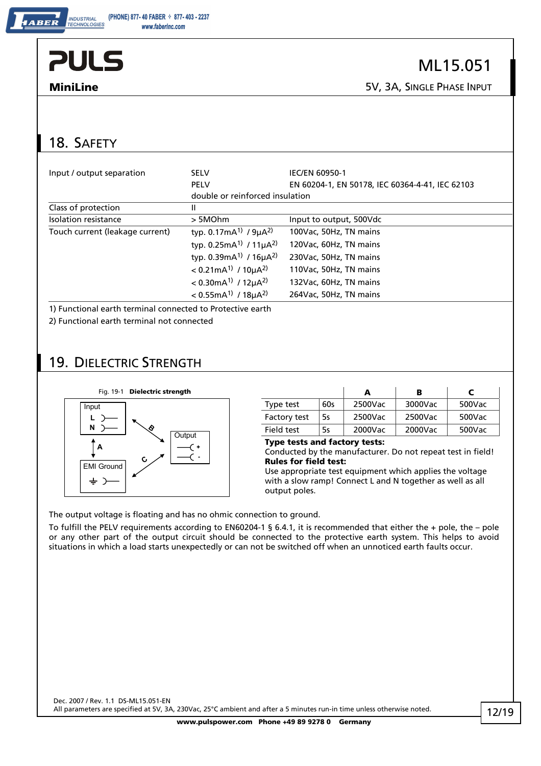## 18. Safety

| | | |
|---|---|---|
| Input / output separation | SELV | IEC/EN 60950-1 |
| | PELV | EN 60204-1, EN 50178, IEC 60364-4-41, IEC 62103 |
| | double or reinforced insulation | |
| Class of protection | II | |
| Isolation resistance | > 5MOhm | Input to output, 500Vdc |
| Touch current (leakage current) | typ. 0.17mA[1) ] / 9µA[2)] | 100Vac, 50Hz, TN mains |
| | typ. 0.25mA[1)] / 11µA[2)] | 120Vac, 60Hz, TN mains |
| | typ. 0.39mA[1)] / 16µA[2)] | 230Vac, 50Hz, TN mains |
| | < 0.21mA[1)] / 10µA[2)] | 110Vac, 50Hz, TN mains |
| | < 0.30mA[1)] / 12µA[2)] | 132Vac, 60Hz, TN mains |
| | < 0.55mA[1)] / 18µA[2)] | 264Vac, 50Hz, TN mains |

1) Functional earth terminal connected to Protective earth

2) Functional earth terminal not connected

## 19. Dielectric Strength

Fig. 19-1 **Dielectric strength**

| | | A | B | C |
|---|---|---|---|---|
| Type test | 60s | 2500Vac | 3000Vac | 500Vac |
| Factory test | 5s | 2500Vac | 2500Vac | 500Vac |
| Field test | 5s | 2000Vac | 2000Vac | 500Vac |

**Type tests and factory tests:**
Conducted by the manufacturer. Do not repeat test in field!

**Rules for field test:**
Use appropriate test equipment which applies the voltage with a slow ramp! Connect L and N together as well as all output poles.

The output voltage is floating and has no ohmic connection to ground.

To fulfill the PELV requirements according to EN60204-1 § 6.4.1, it is recommended that either the + pole, the – pole or any other part of the output circuit should be connected to the protective earth system. This helps to avoid situations in which a load starts unexpectedly or can not be switched off when an unnoticed earth faults occur.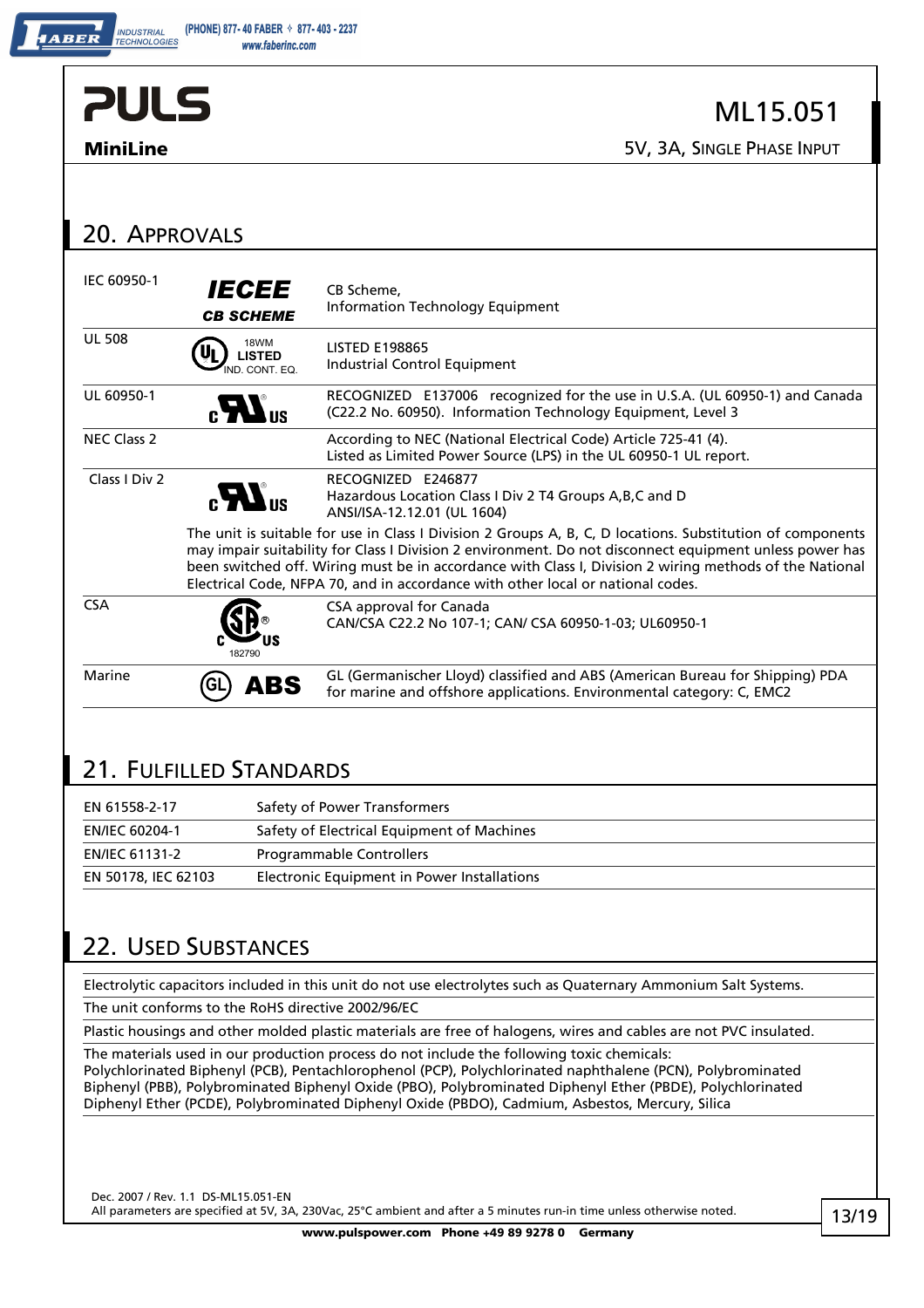## 20. Approvals

| | | |
|---|---|---|
| IEC 60950-1 | IECEE CB SCHEME | CB Scheme,<br>Information Technology Equipment |
| UL 508 | UL LISTED 18WM IND. CONT. EQ. | LISTED E198865<br>Industrial Control Equipment |
| UL 60950-1 | c UR us | RECOGNIZED E137006 recognized for the use in U.S.A. (UL 60950-1) and Canada (C22.2 No. 60950). Information Technology Equipment, Level 3 |
| NEC Class 2 | | According to NEC (National Electrical Code) Article 725-41 (4).<br>Listed as Limited Power Source (LPS) in the UL 60950-1 UL report. |
| Class I Div 2 | c UR us | RECOGNIZED E246877<br>Hazardous Location Class I Div 2 T4 Groups A,B,C and D<br>ANSI/ISA-12.12.01 (UL 1604) |
| | The unit is suitable for use in Class I Division 2 Groups A, B, C, D locations. Substitution of components may impair suitability for Class I Division 2 environment. Do not disconnect equipment unless power has been switched off. Wiring must be in accordance with Class I, Division 2 wiring methods of the National Electrical Code, NFPA 70, and in accordance with other local or national codes. | |
| CSA | c SP us 182790 | CSA approval for Canada<br>CAN/CSA C22.2 No 107-1; CAN/ CSA 60950-1-03; UL60950-1 |
| Marine | GL ABS | GL (Germanischer Lloyd) classified and ABS (American Bureau for Shipping) PDA for marine and offshore applications. Environmental category: C, EMC2 |

## 21. Fulfilled Standards

| | |
|---|---|
| EN 61558-2-17 | Safety of Power Transformers |
| EN/IEC 60204-1 | Safety of Electrical Equipment of Machines |
| EN/IEC 61131-2 | Programmable Controllers |
| EN 50178, IEC 62103 | Electronic Equipment in Power Installations |

## 22. Used Substances

Electrolytic capacitors included in this unit do not use electrolytes such as Quaternary Ammonium Salt Systems.

The unit conforms to the RoHS directive 2002/96/EC

Plastic housings and other molded plastic materials are free of halogens, wires and cables are not PVC insulated.

The materials used in our production process do not include the following toxic chemicals:
Polychlorinated Biphenyl (PCB), Pentachlorophenol (PCP), Polychlorinated naphthalene (PCN), Polybrominated Biphenyl (PBB), Polybrominated Biphenyl Oxide (PBO), Polybrominated Diphenyl Ether (PBDE), Polychlorinated Diphenyl Ether (PCDE), Polybrominated Diphenyl Oxide (PBDO), Cadmium, Asbestos, Mercury, Silica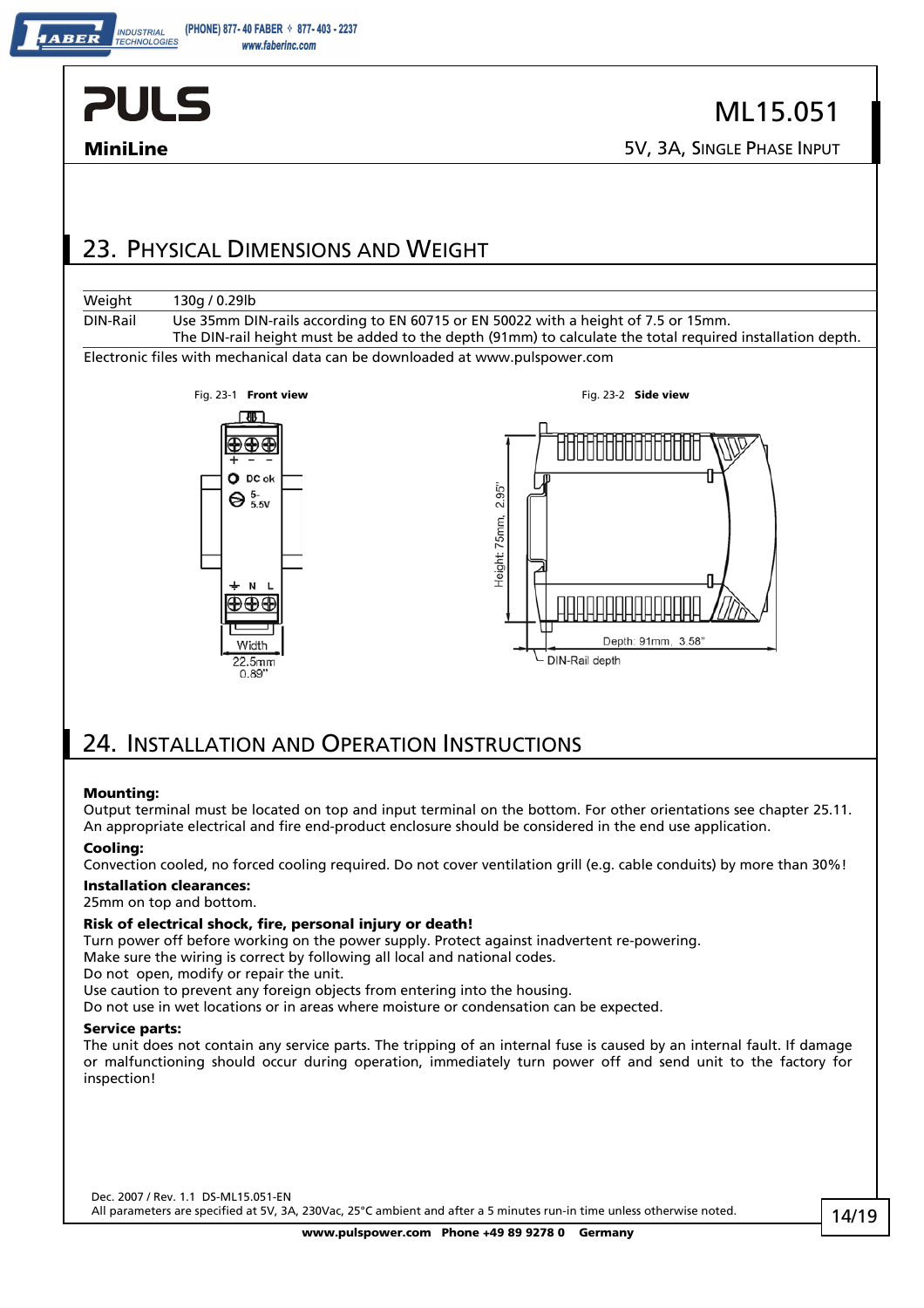## 23. Physical Dimensions and Weight

| | |
|---|---|
| Weight | 130g / 0.29lb |
| DIN-Rail | Use 35mm DIN-rails according to EN 60715 or EN 50022 with a height of 7.5 or 15mm. The DIN-rail height must be added to the depth (91mm) to calculate the total required installation depth. |

Electronic files with mechanical data can be downloaded at www.pulspower.com

Fig. 23-1 **Front view**

Fig. 23-2 **Side view**

## 24. Installation and Operation Instructions

**Mounting:**
Output terminal must be located on top and input terminal on the bottom. For other orientations see chapter 25.11.
An appropriate electrical and fire end-product enclosure should be considered in the end use application.

**Cooling:**
Convection cooled, no forced cooling required. Do not cover ventilation grill (e.g. cable conduits) by more than 30%!

**Installation clearances:**
25mm on top and bottom.

**Risk of electrical shock, fire, personal injury or death!**
Turn power off before working on the power supply. Protect against inadvertent re-powering.
Make sure the wiring is correct by following all local and national codes.
Do not open, modify or repair the unit.
Use caution to prevent any foreign objects from entering into the housing.
Do not use in wet locations or in areas where moisture or condensation can be expected.

**Service parts:**
The unit does not contain any service parts. The tripping of an internal fuse is caused by an internal fault. If damage or malfunctioning should occur during operation, immediately turn power off and send unit to the factory for inspection!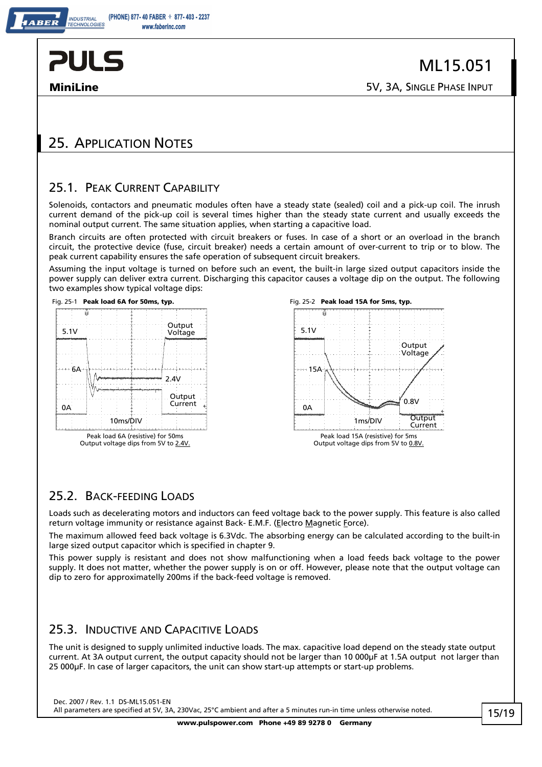# 25. Application Notes

## 25.1. Peak Current Capability

Solenoids, contactors and pneumatic modules often have a steady state (sealed) coil and a pick-up coil. The inrush current demand of the pick-up coil is several times higher than the steady state current and usually exceeds the nominal output current. The same situation applies, when starting a capacitive load.

Branch circuits are often protected with circuit breakers or fuses. In case of a short or an overload in the branch circuit, the protective device (fuse, circuit breaker) needs a certain amount of over-current to trip or to blow. The peak current capability ensures the safe operation of subsequent circuit breakers.

Assuming the input voltage is turned on before such an event, the built-in large sized output capacitors inside the power supply can deliver extra current. Discharging this capacitor causes a voltage dip on the output. The following two examples show typical voltage dips:

Fig. 25-1 **Peak load 6A for 50ms, typ.**

Peak load 6A (resistive) for 50ms
Output voltage dips from 5V to 2.4V.

Fig. 25-2 **Peak load 15A for 5ms, typ.**

Peak load 15A (resistive) for 5ms
Output voltage dips from 5V to 0.8V.

## 25.2. Back-feeding Loads

Loads such as decelerating motors and inductors can feed voltage back to the power supply. This feature is also called return voltage immunity or resistance against Back- E.M.F. (Electro Magnetic Force).

The maximum allowed feed back voltage is 6.3Vdc. The absorbing energy can be calculated according to the built-in large sized output capacitor which is specified in chapter 9.

This power supply is resistant and does not show malfunctioning when a load feeds back voltage to the power supply. It does not matter, whether the power supply is on or off. However, please note that the output voltage can dip to zero for approximatelly 200ms if the back-feed voltage is removed.

## 25.3. Inductive and Capacitive Loads

The unit is designed to supply unlimited inductive loads. The max. capacitive load depend on the steady state output current. At 3A output current, the output capacity should not be larger than 10 000µF at 1.5A output not larger than 25 000µF. In case of larger capacitors, the unit can show start-up attempts or start-up problems.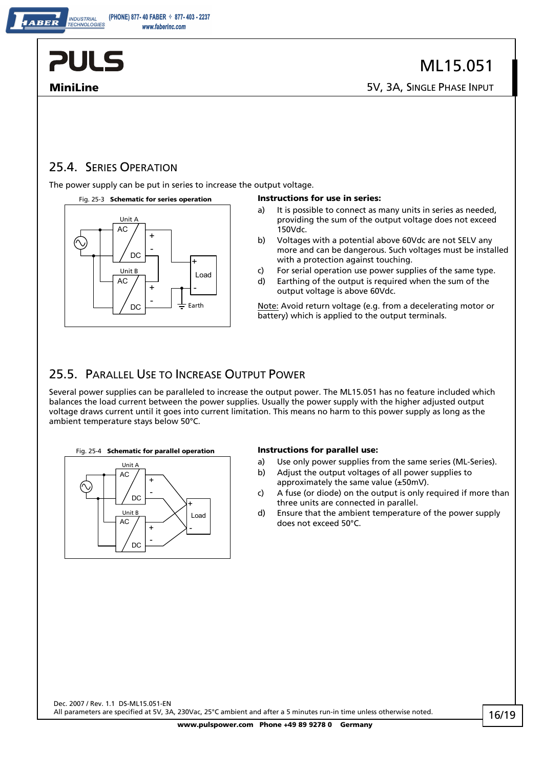## 25.4. Series Operation

The power supply can be put in series to increase the output voltage.

Fig. 25-3 **Schematic for series operation**

**Instructions for use in series:**

a) It is possible to connect as many units in series as needed, providing the sum of the output voltage does not exceed 150Vdc.

b) Voltages with a potential above 60Vdc are not SELV any more and can be dangerous. Such voltages must be installed with a protection against touching.

c) For serial operation use power supplies of the same type.

d) Earthing of the output is required when the sum of the output voltage is above 60Vdc.

Note: Avoid return voltage (e.g. from a decelerating motor or battery) which is applied to the output terminals.

## 25.5. Parallel Use to Increase Output Power

Several power supplies can be paralleled to increase the output power. The ML15.051 has no feature included which balances the load current between the power supplies. Usually the power supply with the higher adjusted output voltage draws current until it goes into current limitation. This means no harm to this power supply as long as the ambient temperature stays below 50°C.

Fig. 25-4 **Schematic for parallel operation**

**Instructions for parallel use:**

a) Use only power supplies from the same series (ML-Series).

b) Adjust the output voltages of all power supplies to approximately the same value (±50mV).

c) A fuse (or diode) on the output is only required if more than three units are connected in parallel.

d) Ensure that the ambient temperature of the power supply does not exceed 50°C.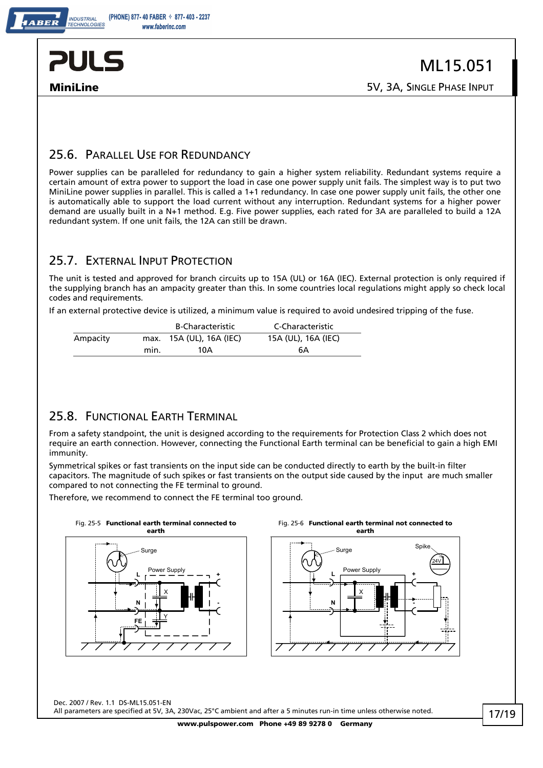## 25.6. Parallel Use for Redundancy

Power supplies can be paralleled for redundancy to gain a higher system reliability. Redundant systems require a certain amount of extra power to support the load in case one power supply unit fails. The simplest way is to put two MiniLine power supplies in parallel. This is called a 1+1 redundancy. In case one power supply unit fails, the other one is automatically able to support the load current without any interruption. Redundant systems for a higher power demand are usually built in a N+1 method. E.g. Five power supplies, each rated for 3A are paralleled to build a 12A redundant system. If one unit fails, the 12A can still be drawn.

## 25.7. External Input Protection

The unit is tested and approved for branch circuits up to 15A (UL) or 16A (IEC). External protection is only required if the supplying branch has an ampacity greater than this. In some countries local regulations might apply so check local codes and requirements.

If an external protective device is utilized, a minimum value is required to avoid undesired tripping of the fuse.

| | | B-Characteristic | C-Characteristic |
|---|---|---|---|
| Ampacity | max. | 15A (UL), 16A (IEC) | 15A (UL), 16A (IEC) |
| | min. | 10A | 6A |

## 25.8. Functional Earth Terminal

From a safety standpoint, the unit is designed according to the requirements for Protection Class 2 which does not require an earth connection. However, connecting the Functional Earth terminal can be beneficial to gain a high EMI immunity.

Symmetrical spikes or fast transients on the input side can be conducted directly to earth by the built-in filter capacitors. The magnitude of such spikes or fast transients on the output side caused by the input are much smaller compared to not connecting the FE terminal to ground.

Therefore, we recommend to connect the FE terminal too ground.

Fig. 25-5 **Functional earth terminal connected to earth**

Fig. 25-6 **Functional earth terminal not connected to earth**

Dec. 2007 / Rev. 1.1 DS-ML15.051-EN
All parameters are specified at 5V, 3A, 230Vac, 25°C ambient and after a 5 minutes run-in time unless otherwise noted.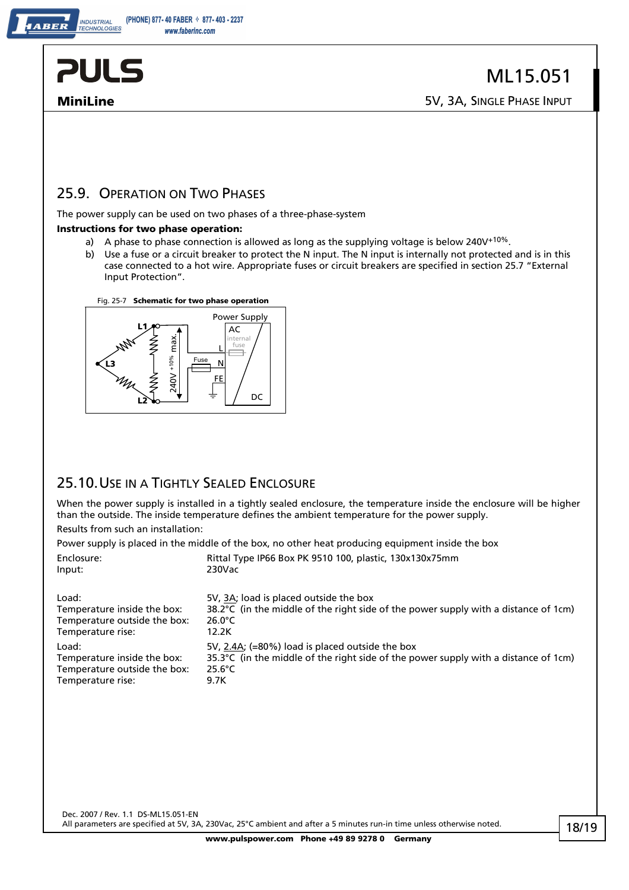## 25.9. Operation on Two Phases

The power supply can be used on two phases of a three-phase-system

**Instructions for two phase operation:**

a) A phase to phase connection is allowed as long as the supplying voltage is below $240V^{+10\%}$.

b) Use a fuse or a circuit breaker to protect the N input. The N input is internally not protected and is in this case connected to a hot wire. Appropriate fuses or circuit breakers are specified in section 25.7 "External Input Protection".

Fig. 25-7 **Schematic for two phase operation**

## 25.10. Use in a Tightly Sealed Enclosure

When the power supply is installed in a tightly sealed enclosure, the temperature inside the enclosure will be higher than the outside. The inside temperature defines the ambient temperature for the power supply.

Results from such an installation:

Power supply is placed in the middle of the box, no other heat producing equipment inside the box

| | |
|---|---|
| Enclosure: | Rittal Type IP66 Box PK 9510 100, plastic, 130x130x75mm |
| Input: | 230Vac |
| | |
| Load: | 5V, 3A; load is placed outside the box |
| Temperature inside the box: | 38.2°C (in the middle of the right side of the power supply with a distance of 1cm) |
| Temperature outside the box: | 26.0°C |
| Temperature rise: | 12.2K |
| Load: | 5V, 2.4A; (=80%) load is placed outside the box |
| Temperature inside the box: | 35.3°C (in the middle of the right side of the power supply with a distance of 1cm) |
| Temperature outside the box: | 25.6°C |
| Temperature rise: | 9.7K |

Dec. 2007 / Rev. 1.1 DS-ML15.051-EN
All parameters are specified at 5V, 3A, 230Vac, 25°C ambient and after a 5 minutes run-in time unless otherwise noted.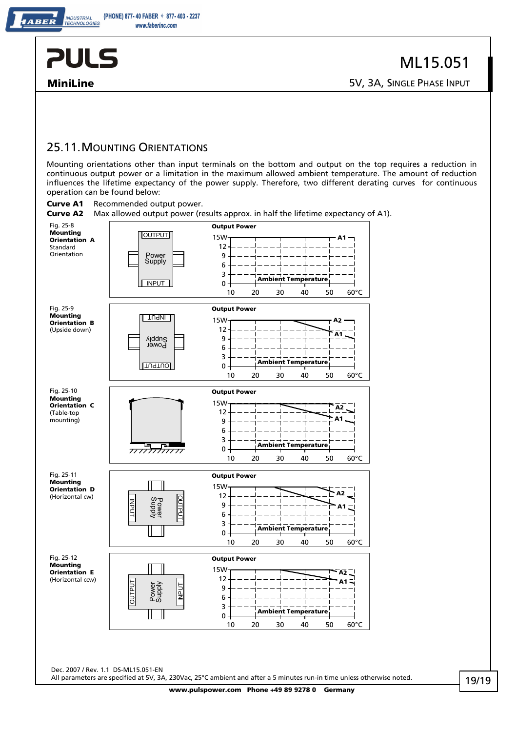# 25.11. Mounting Orientations

Mounting orientations other than input terminals on the bottom and output on the top requires a reduction in continuous output power or a limitation in the maximum allowed ambient temperature. The amount of reduction influences the lifetime expectancy of the power supply. Therefore, two different derating curves for continuous operation can be found below:

**Curve A1** Recommended output power.
**Curve A2** Max allowed output power (results approx. in half the lifetime expectancy of A1).

Fig. 25-8
**Mounting Orientation A**
Standard Orientation

OUTPUT
Power Supply
INPUT

Output Power
15W
12
9
6
3
0
A1
Ambient Temperature
10 20 30 40 50 60°C

Fig. 25-9
**Mounting Orientation B**
(Upside down)

INPUT
Power Supply
OUTPUT

Output Power
15W
12
9
6
3
0
A2
A1
Ambient Temperature
10 20 30 40 50 60°C

Fig. 25-10
**Mounting Orientation C**
(Table-top mounting)

Output Power
15W
12
9
6
3
0
A2
A1
Ambient Temperature
10 20 30 40 50 60°C

Fig. 25-11
**Mounting Orientation D**
(Horizontal cw)

INPUT
Power Supply
OUTPUT

Output Power
15W
12
9
6
3
0
A2
A1
Ambient Temperature
10 20 30 40 50 60°C

Fig. 25-12
**Mounting Orientation E**
(Horizontal ccw)

OUTPUT
Power Supply
INPUT

Output Power
15W
12
9
6
3
0
A2
A1
Ambient Temperature
10 20 30 40 50 60°C

Dec. 2007 / Rev. 1.1 DS-ML15.051-EN
All parameters are specified at 5V, 3A, 230Vac, 25°C ambient and after a 5 minutes run-in time unless otherwise noted.